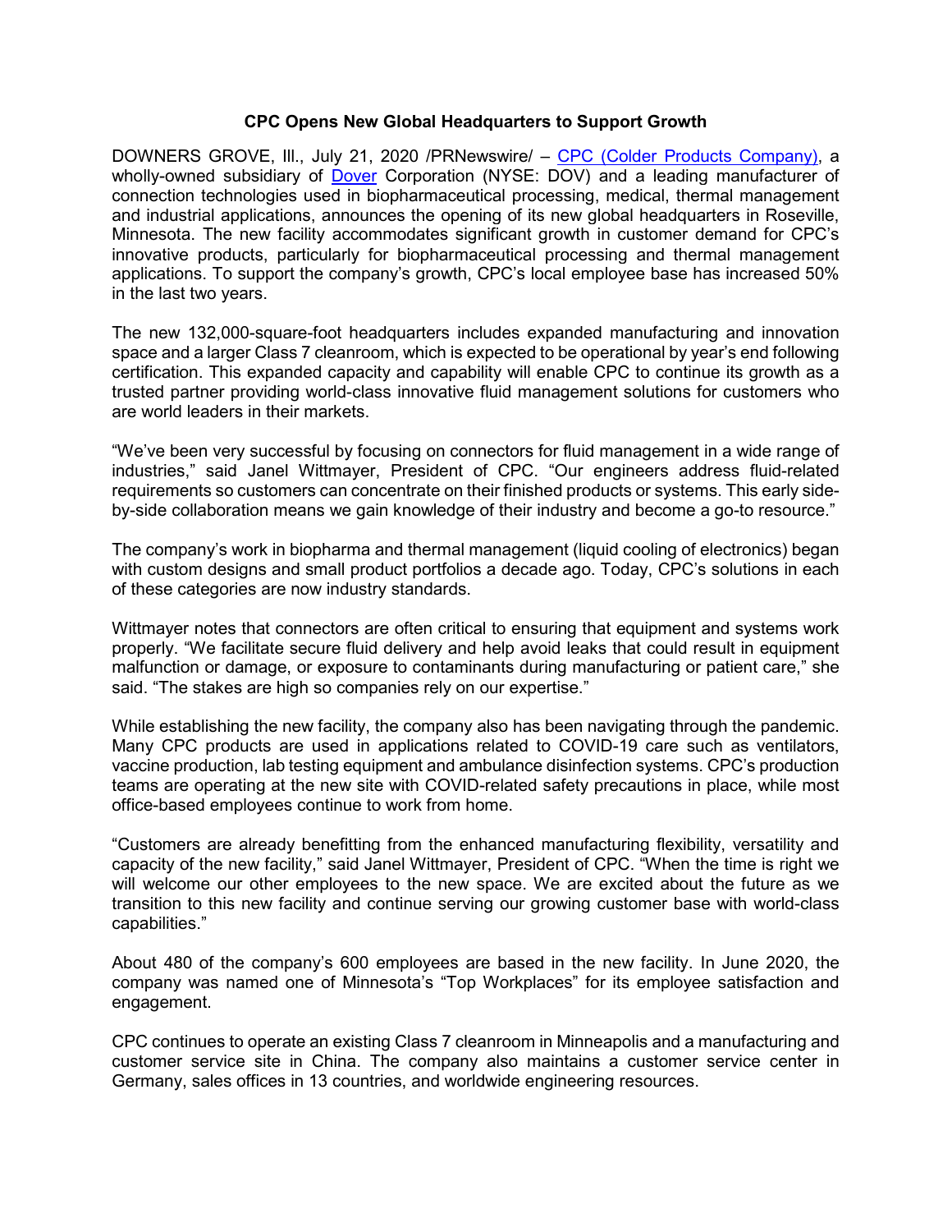# CPC Opens New Global Headquarters to Support Growth

DOWNERS GROVE, Ill., July 21, 2020 /PRNewswire/ – CPC (Colder Products Company), a wholly-owned subsidiary of Dover Corporation (NYSE: DOV) and a leading manufacturer of connection technologies used in biopharmaceutical processing, medical, thermal management and industrial applications, announces the opening of its new global headquarters in Roseville, Minnesota. The new facility accommodates significant growth in customer demand for CPC's innovative products, particularly for biopharmaceutical processing and thermal management applications. To support the company's growth, CPC's local employee base has increased 50% in the last two years.

The new 132,000-square-foot headquarters includes expanded manufacturing and innovation space and a larger Class 7 cleanroom, which is expected to be operational by year's end following certification. This expanded capacity and capability will enable CPC to continue its growth as a trusted partner providing world-class innovative fluid management solutions for customers who are world leaders in their markets.

"We've been very successful by focusing on connectors for fluid management in a wide range of industries," said Janel Wittmayer, President of CPC. "Our engineers address fluid-related requirements so customers can concentrate on their finished products or systems. This early side-by-side collaboration means we gain knowledge of their industry and become a go-to resource."

The company's work in biopharma and thermal management (liquid cooling of electronics) began with custom designs and small product portfolios a decade ago. Today, CPC's solutions in each of these categories are now industry standards.

Wittmayer notes that connectors are often critical to ensuring that equipment and systems work properly. "We facilitate secure fluid delivery and help avoid leaks that could result in equipment malfunction or damage, or exposure to contaminants during manufacturing or patient care," she said. "The stakes are high so companies rely on our expertise."

While establishing the new facility, the company also has been navigating through the pandemic. Many CPC products are used in applications related to COVID-19 care such as ventilators, vaccine production, lab testing equipment and ambulance disinfection systems. CPC's production teams are operating at the new site with COVID-related safety precautions in place, while most office-based employees continue to work from home.

"Customers are already benefitting from the enhanced manufacturing flexibility, versatility and capacity of the new facility," said Janel Wittmayer, President of CPC. "When the time is right we will welcome our other employees to the new space. We are excited about the future as we transition to this new facility and continue serving our growing customer base with world-class capabilities."

About 480 of the company's 600 employees are based in the new facility. In June 2020, the company was named one of Minnesota's "Top Workplaces" for its employee satisfaction and engagement.

CPC continues to operate an existing Class 7 cleanroom in Minneapolis and a manufacturing and customer service site in China. The company also maintains a customer service center in Germany, sales offices in 13 countries, and worldwide engineering resources.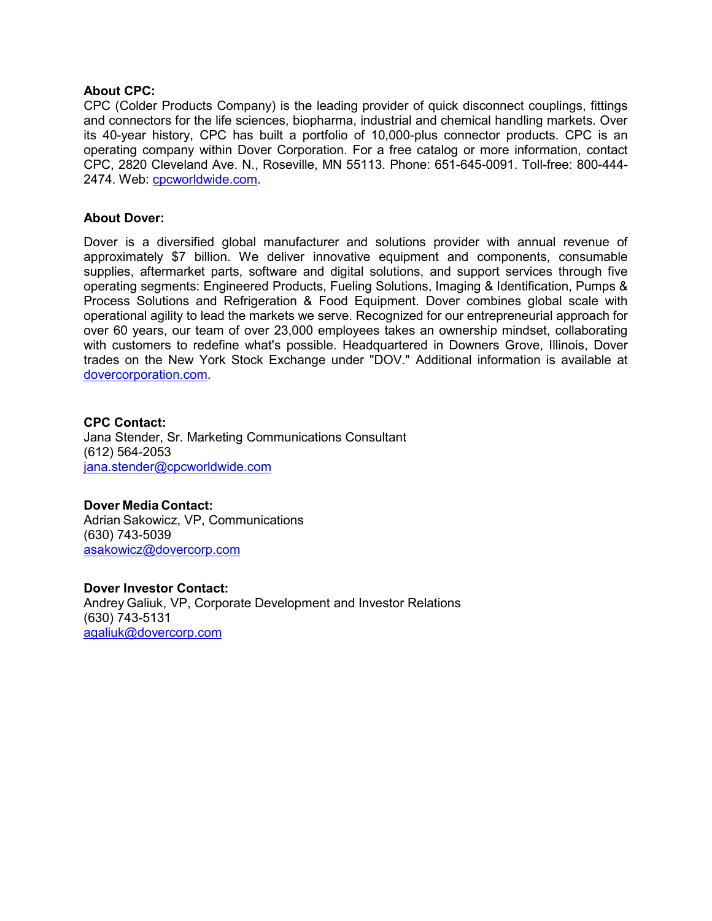**About CPC:**
CPC (Colder Products Company) is the leading provider of quick disconnect couplings, fittings and connectors for the life sciences, biopharma, industrial and chemical handling markets. Over its 40-year history, CPC has built a portfolio of 10,000-plus connector products. CPC is an operating company within Dover Corporation. For a free catalog or more information, contact CPC, 2820 Cleveland Ave. N., Roseville, MN 55113. Phone: 651-645-0091. Toll-free: 800-444-2474. Web: cpcworldwide.com.

**About Dover:**

Dover is a diversified global manufacturer and solutions provider with annual revenue of approximately $7 billion. We deliver innovative equipment and components, consumable supplies, aftermarket parts, software and digital solutions, and support services through five operating segments: Engineered Products, Fueling Solutions, Imaging & Identification, Pumps & Process Solutions and Refrigeration & Food Equipment. Dover combines global scale with operational agility to lead the markets we serve. Recognized for our entrepreneurial approach for over 60 years, our team of over 23,000 employees takes an ownership mindset, collaborating with customers to redefine what's possible. Headquartered in Downers Grove, Illinois, Dover trades on the New York Stock Exchange under "DOV." Additional information is available at dovercorporation.com.

**CPC Contact:**
Jana Stender, Sr. Marketing Communications Consultant
(612) 564-2053
jana.stender@cpcworldwide.com

**Dover Media Contact:**
Adrian Sakowicz, VP, Communications
(630) 743-5039
asakowicz@dovercorp.com

**Dover Investor Contact:**
Andrey Galiuk, VP, Corporate Development and Investor Relations
(630) 743-5131
agaliuk@dovercorp.com